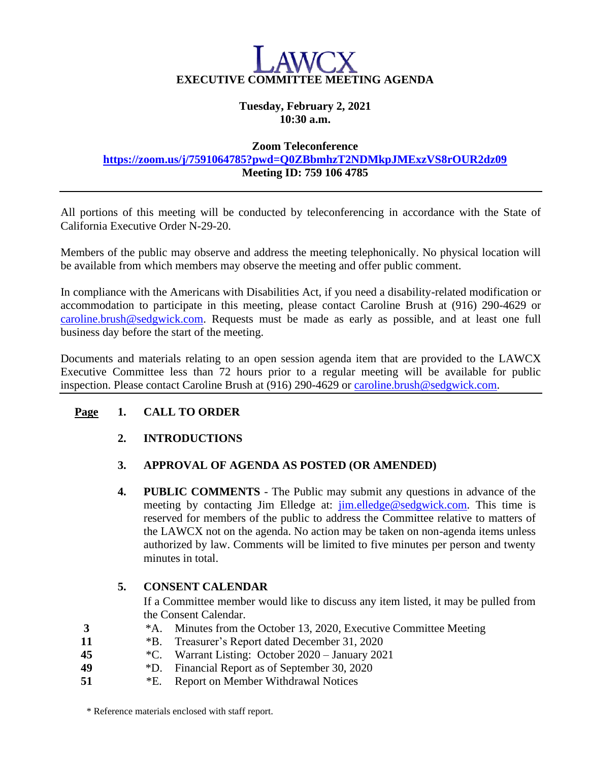# LAWCX

## EXECUTIVE COMMITTEE MEETING AGENDA

**Tuesday, February 2, 2021**
**10:30 a.m.**

**Zoom Teleconference**
**https://zoom.us/j/7591064785?pwd=Q0ZBbmhzT2NDMkpJMExzVS8rOUR2dz09**
**Meeting ID: 759 106 4785**

---

All portions of this meeting will be conducted by teleconferencing in accordance with the State of California Executive Order N-29-20.

Members of the public may observe and address the meeting telephonically. No physical location will be available from which members may observe the meeting and offer public comment.

In compliance with the Americans with Disabilities Act, if you need a disability-related modification or accommodation to participate in this meeting, please contact Caroline Brush at (916) 290-4629 or caroline.brush@sedgwick.com. Requests must be made as early as possible, and at least one full business day before the start of the meeting.

Documents and materials relating to an open session agenda item that are provided to the LAWCX Executive Committee less than 72 hours prior to a regular meeting will be available for public inspection. Please contact Caroline Brush at (916) 290-4629 or caroline.brush@sedgwick.com.

---

**Page**

**1. CALL TO ORDER**

**2. INTRODUCTIONS**

**3. APPROVAL OF AGENDA AS POSTED (OR AMENDED)**

**4. PUBLIC COMMENTS** - The Public may submit any questions in advance of the meeting by contacting Jim Elledge at: jim.elledge@sedgwick.com. This time is reserved for members of the public to address the Committee relative to matters of the LAWCX not on the agenda. No action may be taken on non-agenda items unless authorized by law. Comments will be limited to five minutes per person and twenty minutes in total.

**5. CONSENT CALENDAR**

If a Committee member would like to discuss any item listed, it may be pulled from the Consent Calendar.

| Page | Item | Description |
|---|---|---|
| 3 | *A. | Minutes from the October 13, 2020, Executive Committee Meeting |
| 11 | *B. | Treasurer's Report dated December 31, 2020 |
| 45 | *C. | Warrant Listing: October 2020 – January 2021 |
| 49 | *D. | Financial Report as of September 30, 2020 |
| 51 | *E. | Report on Member Withdrawal Notices |

\* Reference materials enclosed with staff report.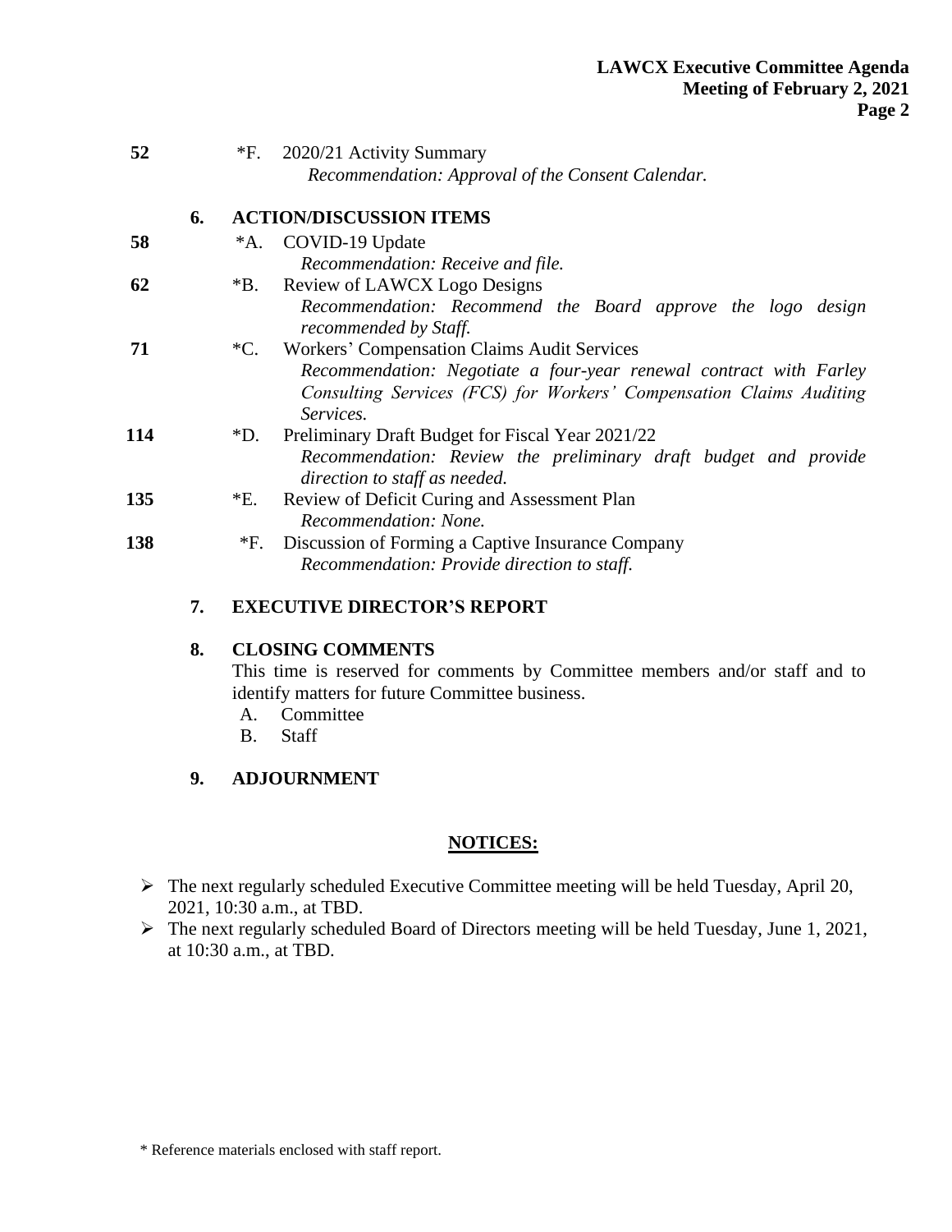52 *F. 2020/21 Activity Summary
*Recommendation: Approval of the Consent Calendar.*

**6. ACTION/DISCUSSION ITEMS**

58 *A. COVID-19 Update
*Recommendation: Receive and file.*

62 *B. Review of LAWCX Logo Designs
*Recommendation: Recommend the Board approve the logo design recommended by Staff.*

71 *C. Workers' Compensation Claims Audit Services
*Recommendation: Negotiate a four-year renewal contract with Farley Consulting Services (FCS) for Workers' Compensation Claims Auditing Services.*

114 *D. Preliminary Draft Budget for Fiscal Year 2021/22
*Recommendation: Review the preliminary draft budget and provide direction to staff as needed.*

135 *E. Review of Deficit Curing and Assessment Plan
*Recommendation: None.*

138 *F. Discussion of Forming a Captive Insurance Company
*Recommendation: Provide direction to staff.*

**7. EXECUTIVE DIRECTOR'S REPORT**

**8. CLOSING COMMENTS**

This time is reserved for comments by Committee members and/or staff and to identify matters for future Committee business.

A. Committee
B. Staff

**9. ADJOURNMENT**

**NOTICES:**

- The next regularly scheduled Executive Committee meeting will be held Tuesday, April 20, 2021, 10:30 a.m., at TBD.
- The next regularly scheduled Board of Directors meeting will be held Tuesday, June 1, 2021, at 10:30 a.m., at TBD.

\* Reference materials enclosed with staff report.